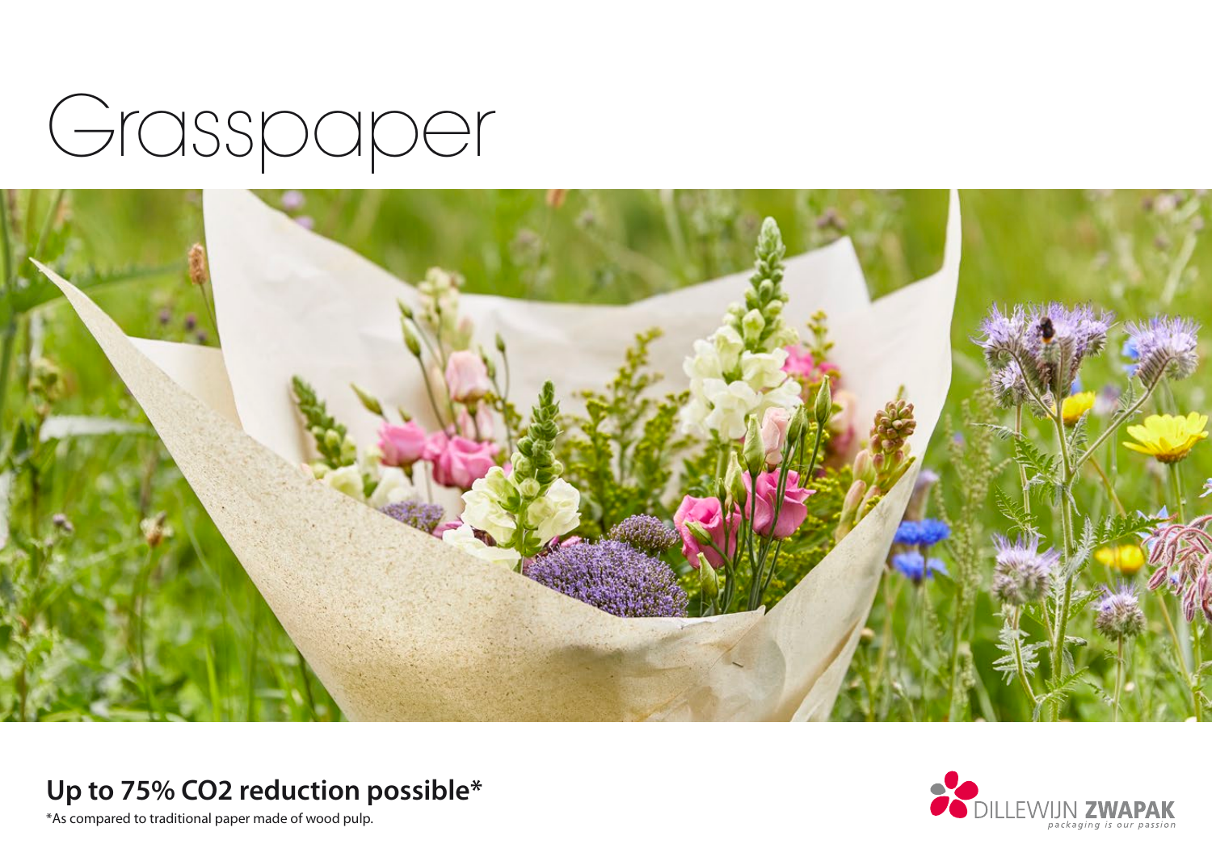# Grasspaper

**Up to 75% $CO_2$ reduction possible***

*As compared to traditional paper made of wood pulp.

DILLEWIJN ZWAPAK
*packaging is our passion*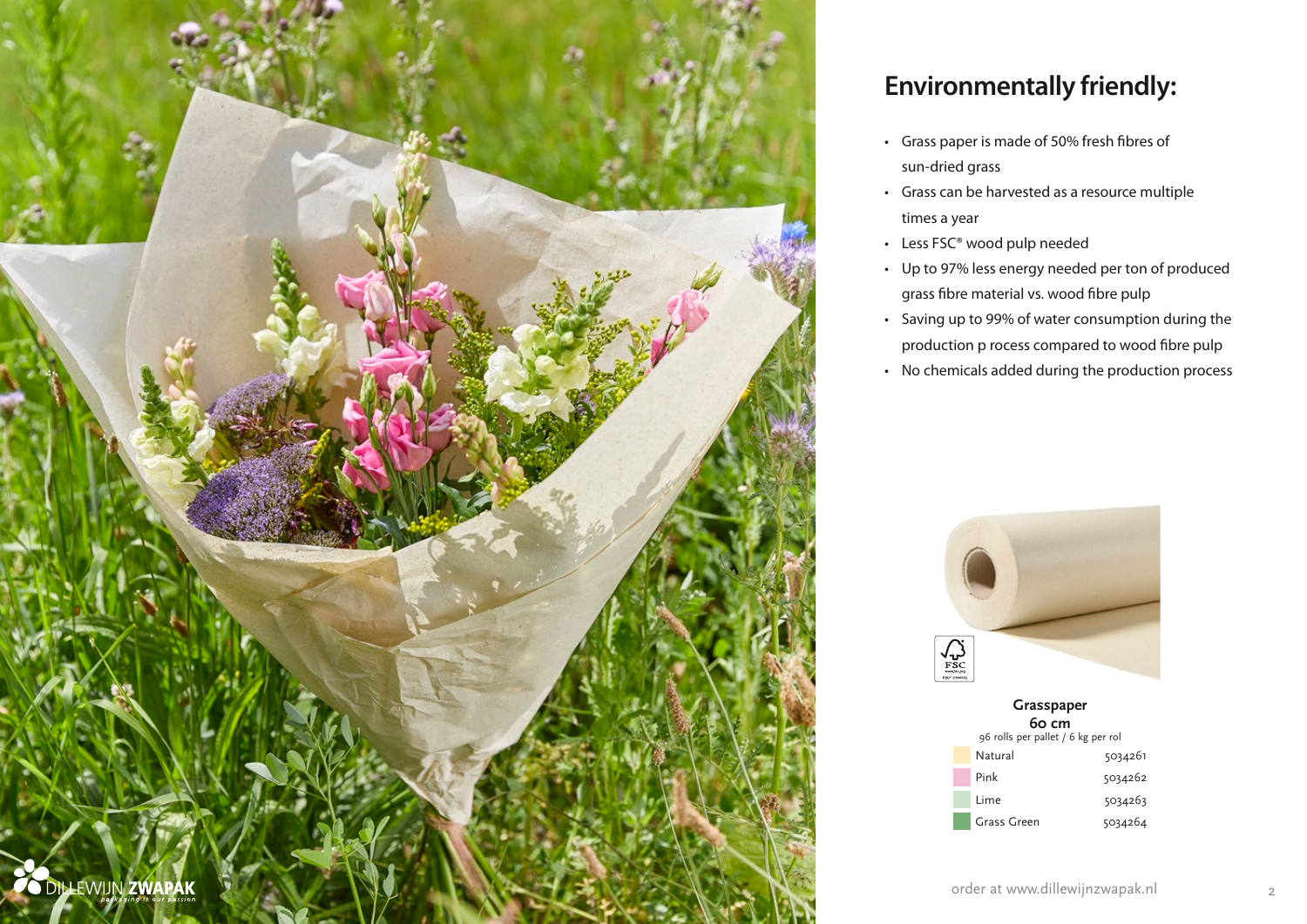# Environmentally friendly:

- Grass paper is made of 50% fresh fibres of sun-dried grass
- Grass can be harvested as a resource multiple times a year
- Less FSC® wood pulp needed
- Up to 97% less energy needed per ton of produced grass fibre material vs. wood fibre pulp
- Saving up to 99% of water consumption during the production p rocess compared to wood fibre pulp
- No chemicals added during the production process

**Grasspaper**
**60 cm**
96 rolls per pallet / 6 kg per rol

| Colour | Article no. |
|---|---|
| Natural | 5034261 |
| Pink | 5034262 |
| Lime | 5034263 |
| Grass Green | 5034264 |

order at www.dillewijnzwapak.nl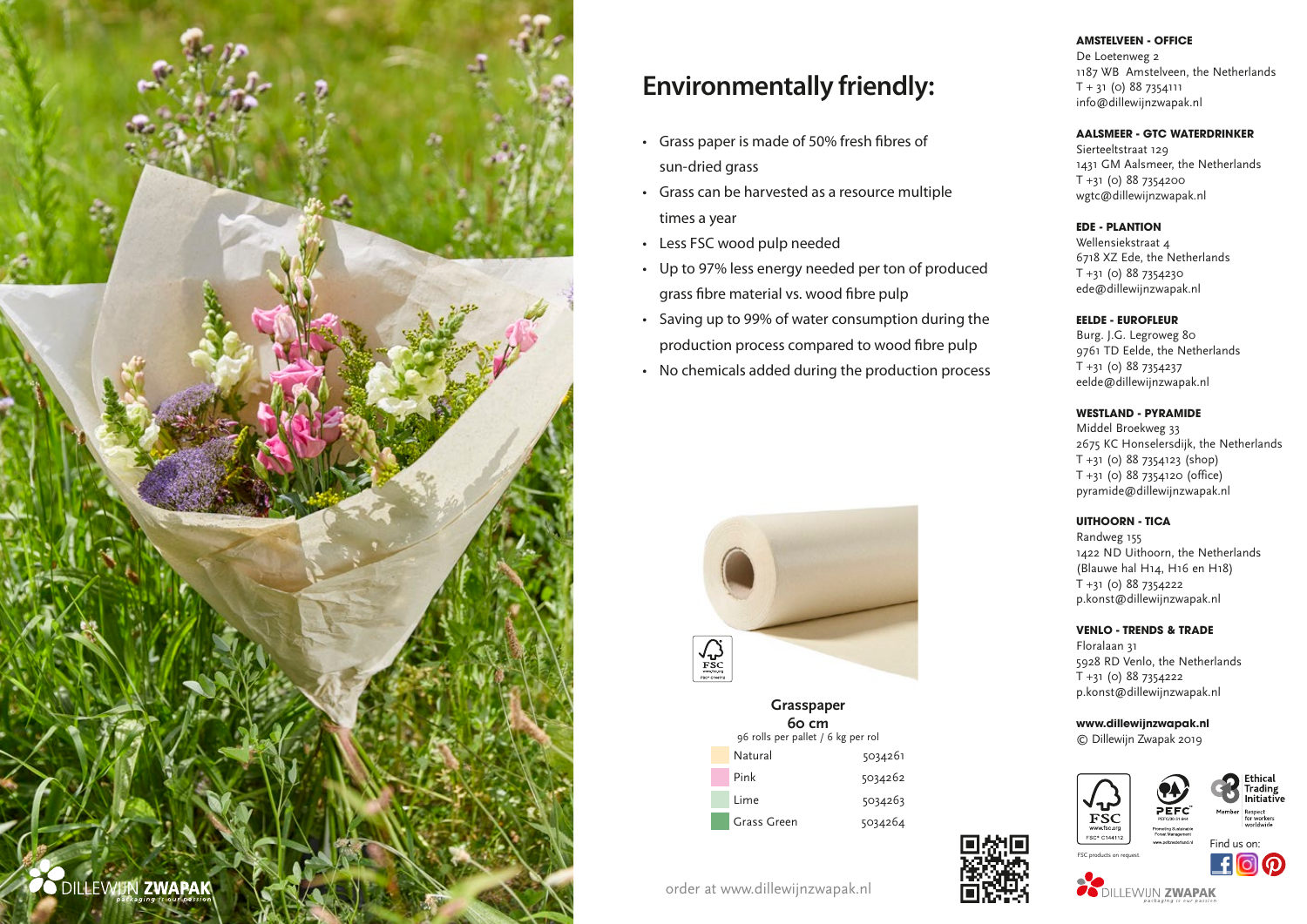# Environmentally friendly:

- Grass paper is made of 50% fresh fibres of sun-dried grass
- Grass can be harvested as a resource multiple times a year
- Less FSC wood pulp needed
- Up to 97% less energy needed per ton of produced grass fibre material vs. wood fibre pulp
- Saving up to 99% of water consumption during the production process compared to wood fibre pulp
- No chemicals added during the production process

**Grasspaper**
**60 cm**
96 rolls per pallet / 6 kg per rol

| | |
|---|---|
| Natural | 5034261 |
| Pink | 5034262 |
| Lime | 5034263 |
| Grass Green | 5034264 |

order at www.dillewijnzwapak.nl

**AMSTELVEEN - OFFICE**
De Loetenweg 2
1187 WB Amstelveen, the Netherlands
T + 31 (0) 88 7354111
info@dillewijnzwapak.nl

**AALSMEER - GTC WATERDRINKER**
Sierteeltstraat 129
1431 GM Aalsmeer, the Netherlands
T +31 (0) 88 7354200
wgtc@dillewijnzwapak.nl

**EDE - PLANTION**
Wellensiekstraat 4
6718 XZ Ede, the Netherlands
T +31 (0) 88 7354230
ede@dillewijnzwapak.nl

**EELDE - EUROFLEUR**
Burg. J.G. Legroweg 80
9761 TD Eelde, the Netherlands
T +31 (0) 88 7354237
eelde@dillewijnzwapak.nl

**WESTLAND - PYRAMIDE**
Middel Broekweg 33
2675 KC Honselersdijk, the Netherlands
T +31 (0) 88 7354123 (shop)
T +31 (0) 88 7354120 (office)
pyramide@dillewijnzwapak.nl

**UITHOORN - TICA**
Randweg 155
1422 ND Uithoorn, the Netherlands
(Blauwe hal H14, H16 en H18)
T +31 (0) 88 7354222
p.konst@dillewijnzwapak.nl

**VENLO - TRENDS & TRADE**
Floralaan 31
5928 RD Venlo, the Netherlands
T +31 (0) 88 7354222
p.konst@dillewijnzwapak.nl

**www.dillewijnzwapak.nl**
© Dillewijn Zwapak 2019

FSC products on request.

Find us on:

DILLEWIJN ZWAPAK
packaging is our passion